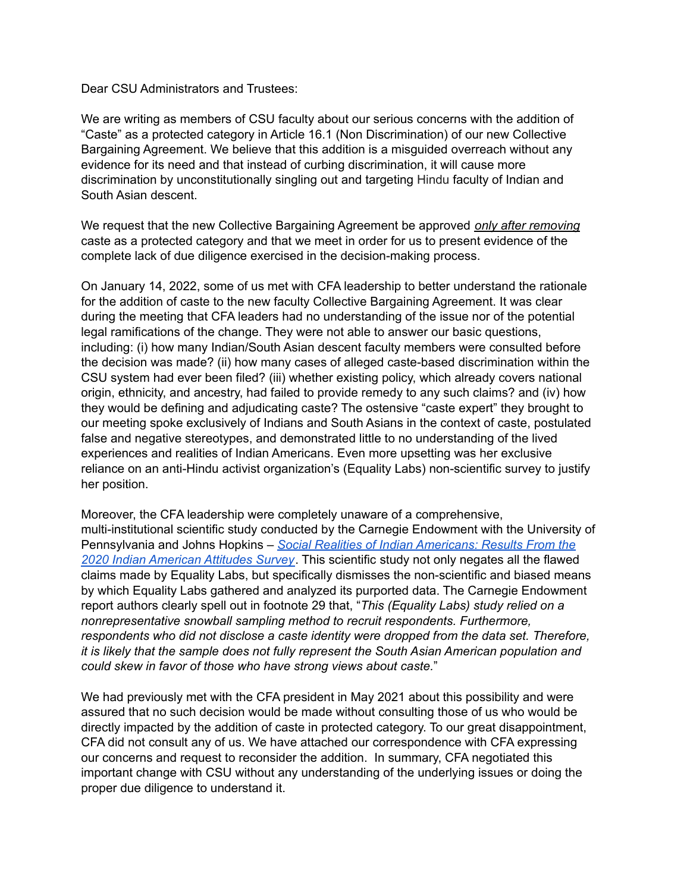Dear CSU Administrators and Trustees:

We are writing as members of CSU faculty about our serious concerns with the addition of “Caste” as a protected category in Article 16.1 (Non Discrimination) of our new Collective Bargaining Agreement. We believe that this addition is a misguided overreach without any evidence for its need and that instead of curbing discrimination, it will cause more discrimination by unconstitutionally singling out and targeting Hindu faculty of Indian and South Asian descent.

We request that the new Collective Bargaining Agreement be approved ***only after removing*** caste as a protected category and that we meet in order for us to present evidence of the complete lack of due diligence exercised in the decision-making process.

On January 14, 2022, some of us met with CFA leadership to better understand the rationale for the addition of caste to the new faculty Collective Bargaining Agreement. It was clear during the meeting that CFA leaders had no understanding of the issue nor of the potential legal ramifications of the change. They were not able to answer our basic questions, including: (i) how many Indian/South Asian descent faculty members were consulted before the decision was made? (ii) how many cases of alleged caste-based discrimination within the CSU system had ever been filed? (iii) whether existing policy, which already covers national origin, ethnicity, and ancestry, had failed to provide remedy to any such claims? and (iv) how they would be defining and adjudicating caste? The ostensive “caste expert” they brought to our meeting spoke exclusively of Indians and South Asians in the context of caste, postulated false and negative stereotypes, and demonstrated little to no understanding of the lived experiences and realities of Indian Americans. Even more upsetting was her exclusive reliance on an anti-Hindu activist organization’s (Equality Labs) non-scientific survey to justify her position.

Moreover, the CFA leadership were completely unaware of a comprehensive, multi-institutional scientific study conducted by the Carnegie Endowment with the University of Pennsylvania and Johns Hopkins – *Social Realities of Indian Americans: Results From the 2020 Indian American Attitudes Survey*. This scientific study not only negates all the flawed claims made by Equality Labs, but specifically dismisses the non-scientific and biased means by which Equality Labs gathered and analyzed its purported data. The Carnegie Endowment report authors clearly spell out in footnote 29 that, “*This (Equality Labs) study relied on a nonrepresentative snowball sampling method to recruit respondents. Furthermore, respondents who did not disclose a caste identity were dropped from the data set. Therefore, it is likely that the sample does not fully represent the South Asian American population and could skew in favor of those who have strong views about caste.*”

We had previously met with the CFA president in May 2021 about this possibility and were assured that no such decision would be made without consulting those of us who would be directly impacted by the addition of caste in protected category. To our great disappointment, CFA did not consult any of us. We have attached our correspondence with CFA expressing our concerns and request to reconsider the addition. In summary, CFA negotiated this important change with CSU without any understanding of the underlying issues or doing the proper due diligence to understand it.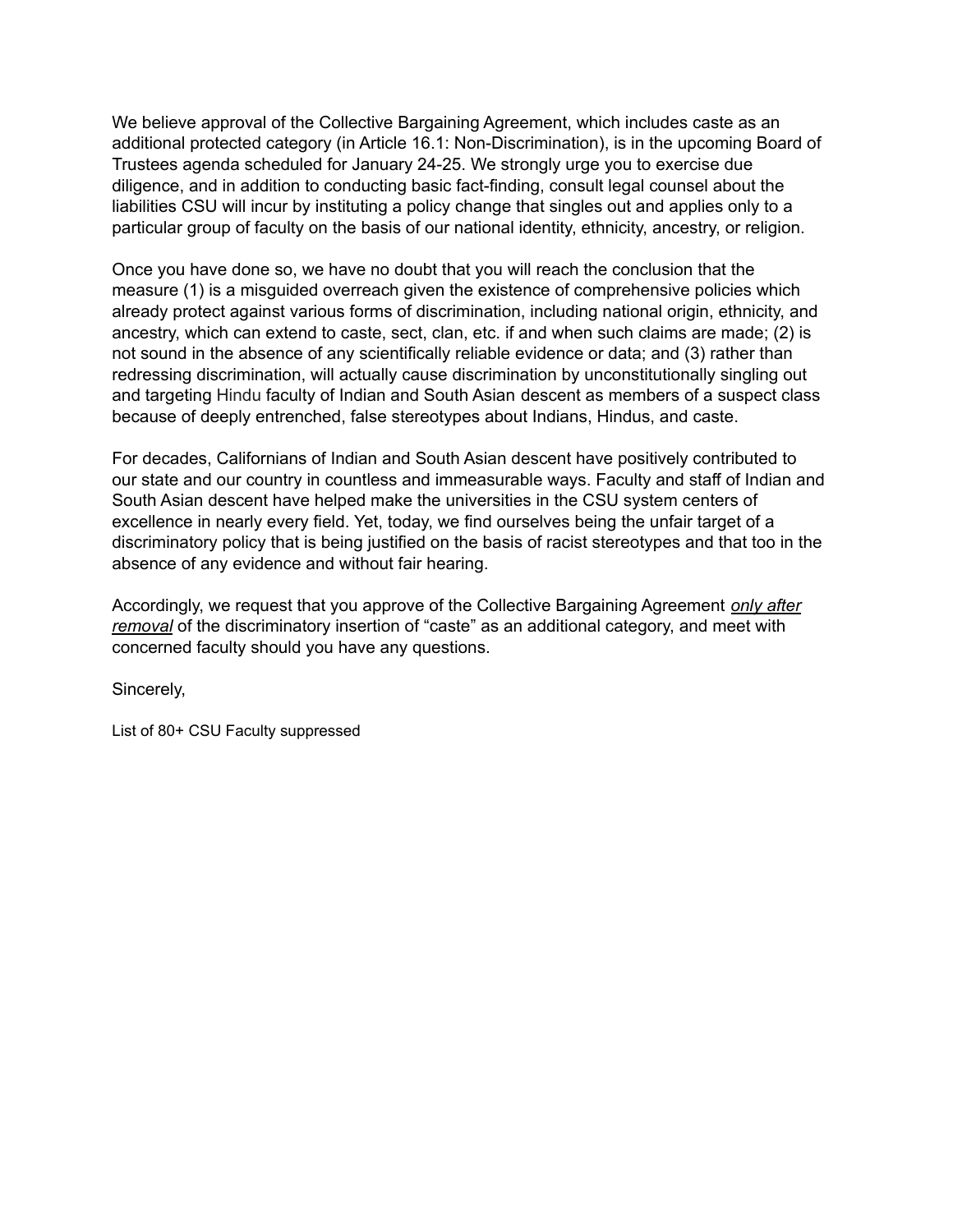We believe approval of the Collective Bargaining Agreement, which includes caste as an additional protected category (in Article 16.1: Non-Discrimination), is in the upcoming Board of Trustees agenda scheduled for January 24-25. We strongly urge you to exercise due diligence, and in addition to conducting basic fact-finding, consult legal counsel about the liabilities CSU will incur by instituting a policy change that singles out and applies only to a particular group of faculty on the basis of our national identity, ethnicity, ancestry, or religion.

Once you have done so, we have no doubt that you will reach the conclusion that the measure (1) is a misguided overreach given the existence of comprehensive policies which already protect against various forms of discrimination, including national origin, ethnicity, and ancestry, which can extend to caste, sect, clan, etc. if and when such claims are made; (2) is not sound in the absence of any scientifically reliable evidence or data; and (3) rather than redressing discrimination, will actually cause discrimination by unconstitutionally singling out and targeting Hindu faculty of Indian and South Asian descent as members of a suspect class because of deeply entrenched, false stereotypes about Indians, Hindus, and caste.

For decades, Californians of Indian and South Asian descent have positively contributed to our state and our country in countless and immeasurable ways. Faculty and staff of Indian and South Asian descent have helped make the universities in the CSU system centers of excellence in nearly every field. Yet, today, we find ourselves being the unfair target of a discriminatory policy that is being justified on the basis of racist stereotypes and that too in the absence of any evidence and without fair hearing.

Accordingly, we request that you approve of the Collective Bargaining Agreement <u>*only after removal*</u> of the discriminatory insertion of "caste" as an additional category, and meet with concerned faculty should you have any questions.

Sincerely,

List of 80+ CSU Faculty suppressed